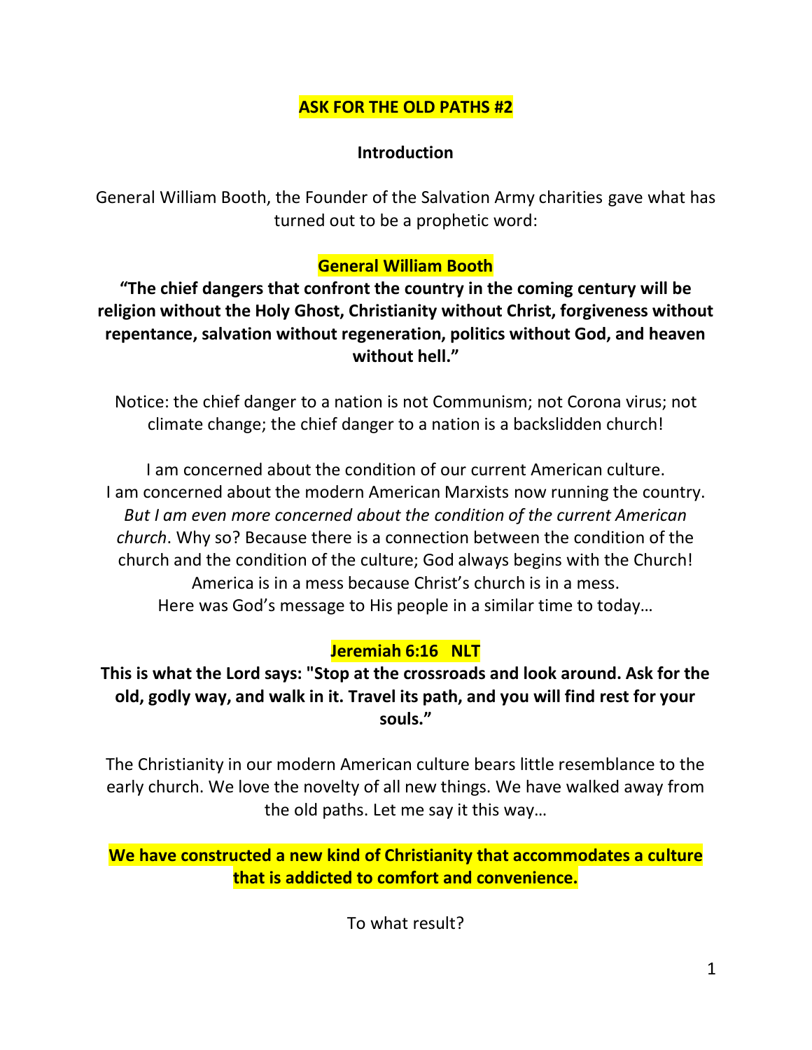# ASK FOR THE OLD PATHS #2

## Introduction

General William Booth, the Founder of the Salvation Army charities gave what has turned out to be a prophetic word:

**General William Booth**

**"The chief dangers that confront the country in the coming century will be religion without the Holy Ghost, Christianity without Christ, forgiveness without repentance, salvation without regeneration, politics without God, and heaven without hell."**

Notice: the chief danger to a nation is not Communism; not Corona virus; not climate change; the chief danger to a nation is a backslidden church!

I am concerned about the condition of our current American culture.
I am concerned about the modern American Marxists now running the country.
*But I am even more concerned about the condition of the current American church*. Why so? Because there is a connection between the condition of the church and the condition of the culture; God always begins with the Church!
America is in a mess because Christ's church is in a mess.
Here was God's message to His people in a similar time to today…

**Jeremiah 6:16 NLT**

**This is what the Lord says: "Stop at the crossroads and look around. Ask for the old, godly way, and walk in it. Travel its path, and you will find rest for your souls."**

The Christianity in our modern American culture bears little resemblance to the early church. We love the novelty of all new things. We have walked away from the old paths. Let me say it this way…

**We have constructed a new kind of Christianity that accommodates a culture that is addicted to comfort and convenience.**

To what result?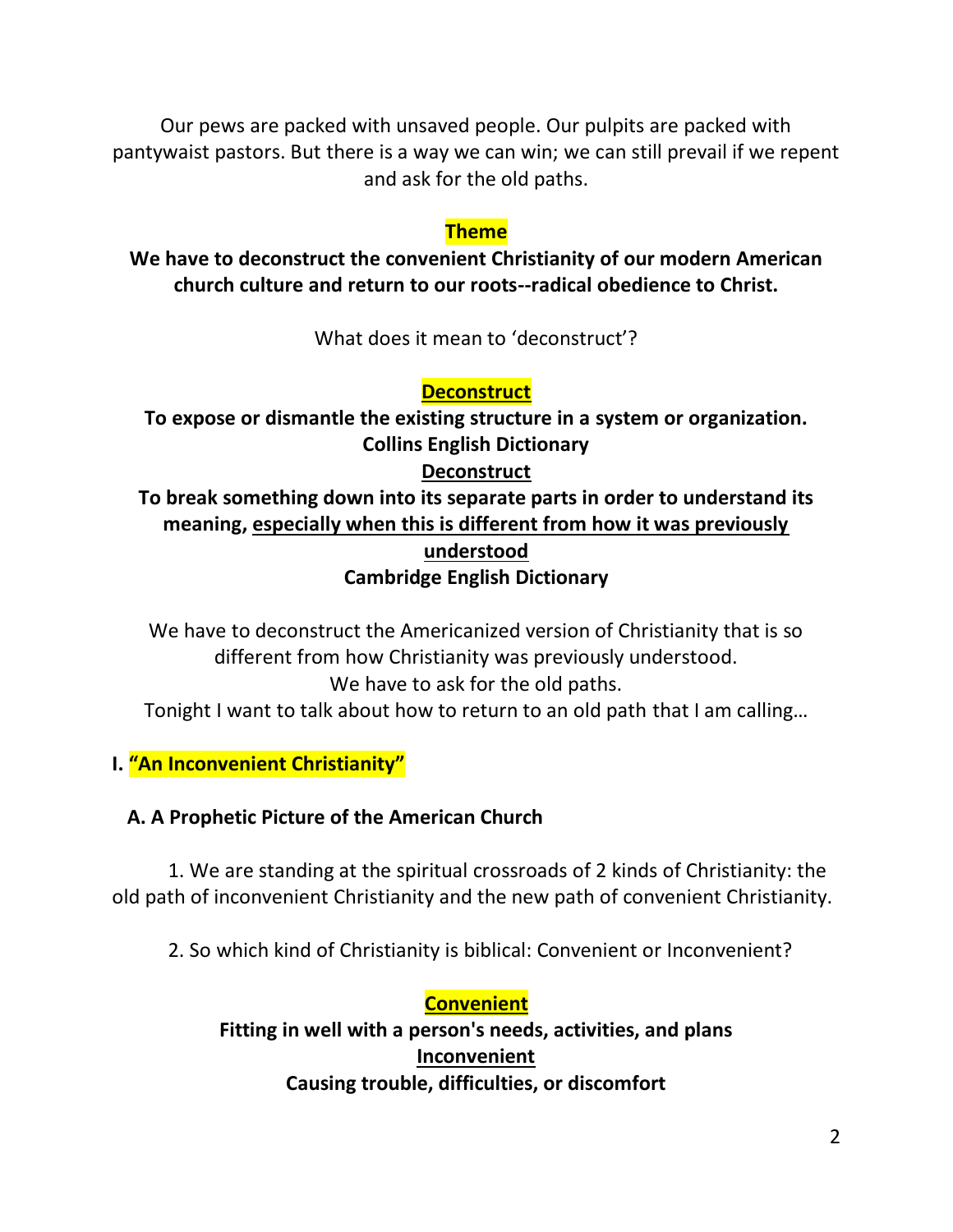Our pews are packed with unsaved people. Our pulpits are packed with pantywaist pastors. But there is a way we can win; we can still prevail if we repent and ask for the old paths.

**Theme**

**We have to deconstruct the convenient Christianity of our modern American church culture and return to our roots--radical obedience to Christ.**

What does it mean to 'deconstruct'?

**Deconstruct**

**To expose or dismantle the existing structure in a system or organization.**
**Collins English Dictionary**

**Deconstruct**

**To break something down into its separate parts in order to understand its meaning, especially when this is different from how it was previously understood**
**Cambridge English Dictionary**

We have to deconstruct the Americanized version of Christianity that is so different from how Christianity was previously understood.
We have to ask for the old paths.
Tonight I want to talk about how to return to an old path that I am calling…

## I. "An Inconvenient Christianity"

### A. A Prophetic Picture of the American Church

1. We are standing at the spiritual crossroads of 2 kinds of Christianity: the old path of inconvenient Christianity and the new path of convenient Christianity.

2. So which kind of Christianity is biblical: Convenient or Inconvenient?

**Convenient**

**Fitting in well with a person's needs, activities, and plans**

**Inconvenient**

**Causing trouble, difficulties, or discomfort**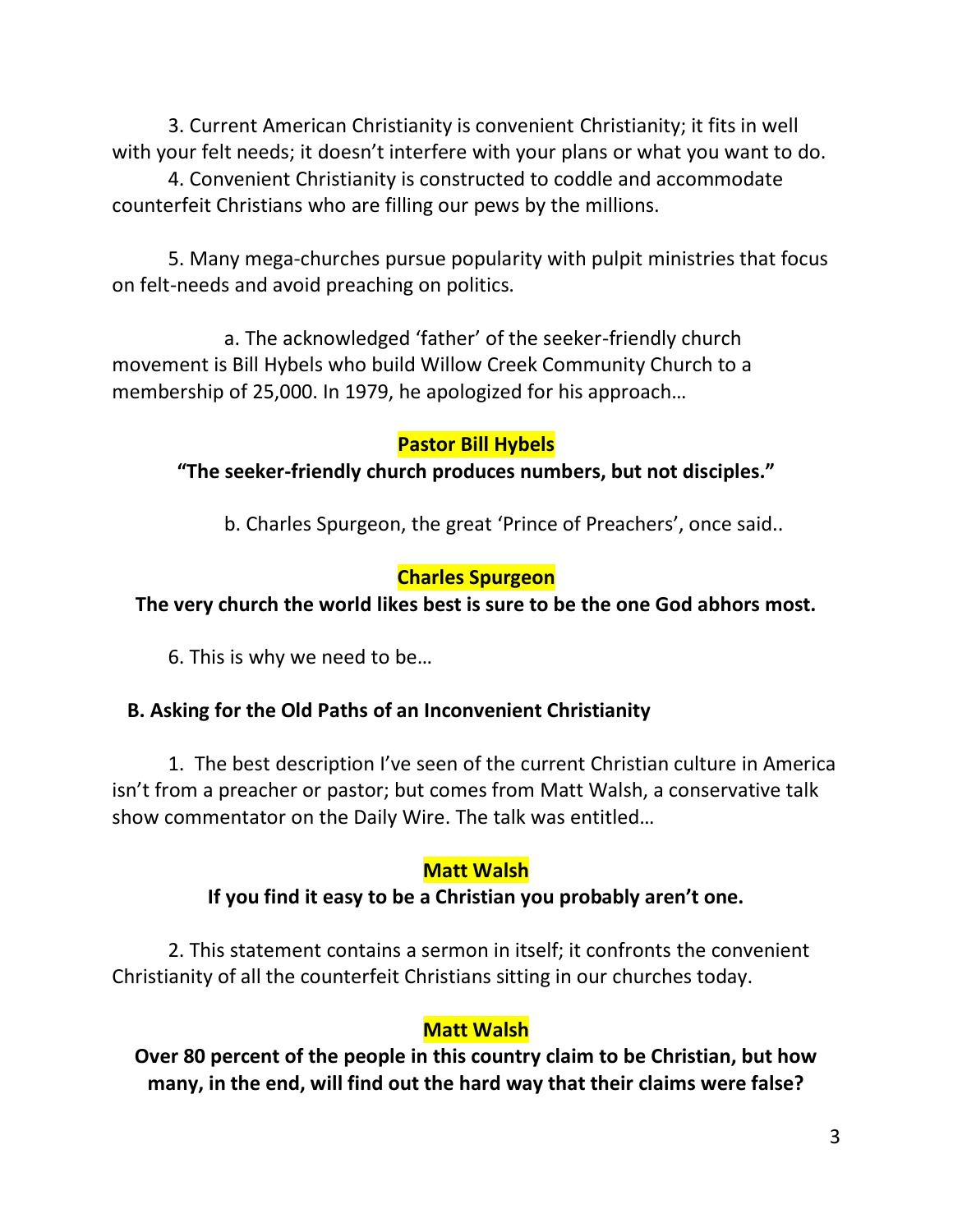3. Current American Christianity is convenient Christianity; it fits in well with your felt needs; it doesn't interfere with your plans or what you want to do.

4. Convenient Christianity is constructed to coddle and accommodate counterfeit Christians who are filling our pews by the millions.

5. Many mega-churches pursue popularity with pulpit ministries that focus on felt-needs and avoid preaching on politics.

a. The acknowledged 'father' of the seeker-friendly church movement is Bill Hybels who build Willow Creek Community Church to a membership of 25,000. In 1979, he apologized for his approach…

**Pastor Bill Hybels**

**"The seeker-friendly church produces numbers, but not disciples."**

b. Charles Spurgeon, the great 'Prince of Preachers', once said..

**Charles Spurgeon**

**The very church the world likes best is sure to be the one God abhors most.**

6. This is why we need to be…

**B. Asking for the Old Paths of an Inconvenient Christianity**

1. The best description I've seen of the current Christian culture in America isn't from a preacher or pastor; but comes from Matt Walsh, a conservative talk show commentator on the Daily Wire. The talk was entitled…

**Matt Walsh**

**If you find it easy to be a Christian you probably aren't one.**

2. This statement contains a sermon in itself; it confronts the convenient Christianity of all the counterfeit Christians sitting in our churches today.

**Matt Walsh**

**Over 80 percent of the people in this country claim to be Christian, but how many, in the end, will find out the hard way that their claims were false?**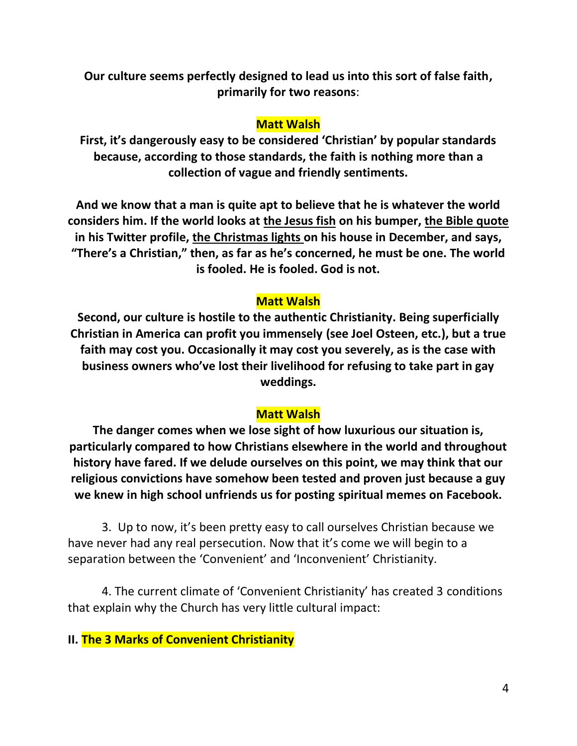**Our culture seems perfectly designed to lead us into this sort of false faith, primarily for two reasons**:

**Matt Walsh**

**First, it's dangerously easy to be considered 'Christian' by popular standards because, according to those standards, the faith is nothing more than a collection of vague and friendly sentiments.**

**And we know that a man is quite apt to believe that he is whatever the world considers him. If the world looks at the Jesus fish on his bumper, the Bible quote in his Twitter profile, the Christmas lights on his house in December, and says, "There's a Christian," then, as far as he's concerned, he must be one. The world is fooled. He is fooled. God is not.**

**Matt Walsh**

**Second, our culture is hostile to the authentic Christianity. Being superficially Christian in America can profit you immensely (see Joel Osteen, etc.), but a true faith may cost you. Occasionally it may cost you severely, as is the case with business owners who've lost their livelihood for refusing to take part in gay weddings.**

**Matt Walsh**

**The danger comes when we lose sight of how luxurious our situation is, particularly compared to how Christians elsewhere in the world and throughout history have fared. If we delude ourselves on this point, we may think that our religious convictions have somehow been tested and proven just because a guy we knew in high school unfriends us for posting spiritual memes on Facebook.**

3. Up to now, it's been pretty easy to call ourselves Christian because we have never had any real persecution. Now that it's come we will begin to a separation between the 'Convenient' and 'Inconvenient' Christianity.

4. The current climate of 'Convenient Christianity' has created 3 conditions that explain why the Church has very little cultural impact:

## II. The 3 Marks of Convenient Christianity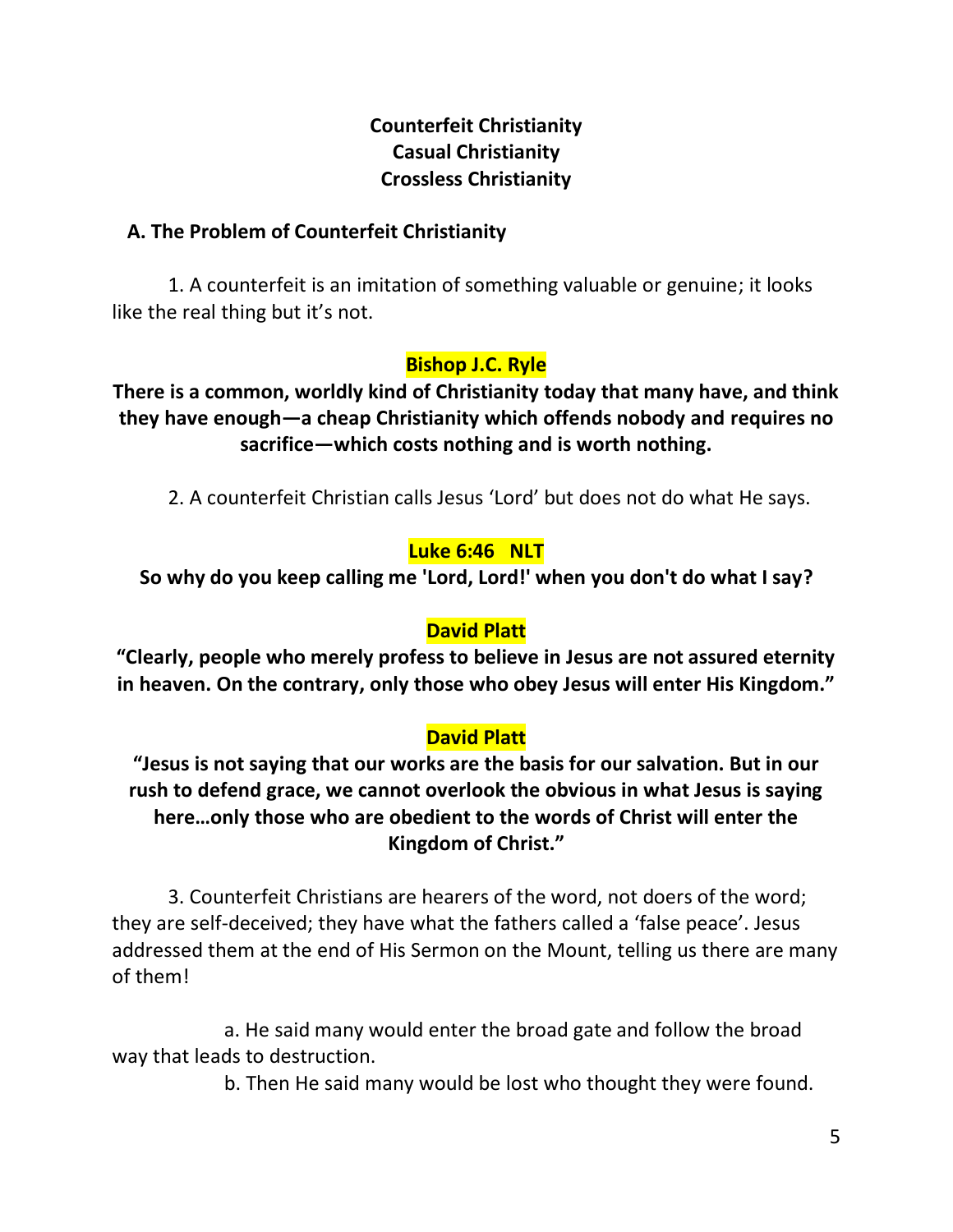**Counterfeit Christianity**
**Casual Christianity**
**Crossless Christianity**

## A. The Problem of Counterfeit Christianity

1. A counterfeit is an imitation of something valuable or genuine; it looks like the real thing but it's not.

**Bishop J.C. Ryle**

**There is a common, worldly kind of Christianity today that many have, and think they have enough—a cheap Christianity which offends nobody and requires no sacrifice—which costs nothing and is worth nothing.**

2. A counterfeit Christian calls Jesus 'Lord' but does not do what He says.

**Luke 6:46 NLT**

**So why do you keep calling me 'Lord, Lord!' when you don't do what I say?**

**David Platt**

**"Clearly, people who merely profess to believe in Jesus are not assured eternity in heaven. On the contrary, only those who obey Jesus will enter His Kingdom."**

**David Platt**

**"Jesus is not saying that our works are the basis for our salvation. But in our rush to defend grace, we cannot overlook the obvious in what Jesus is saying here…only those who are obedient to the words of Christ will enter the Kingdom of Christ."**

3. Counterfeit Christians are hearers of the word, not doers of the word; they are self-deceived; they have what the fathers called a 'false peace'. Jesus addressed them at the end of His Sermon on the Mount, telling us there are many of them!

a. He said many would enter the broad gate and follow the broad way that leads to destruction.

b. Then He said many would be lost who thought they were found.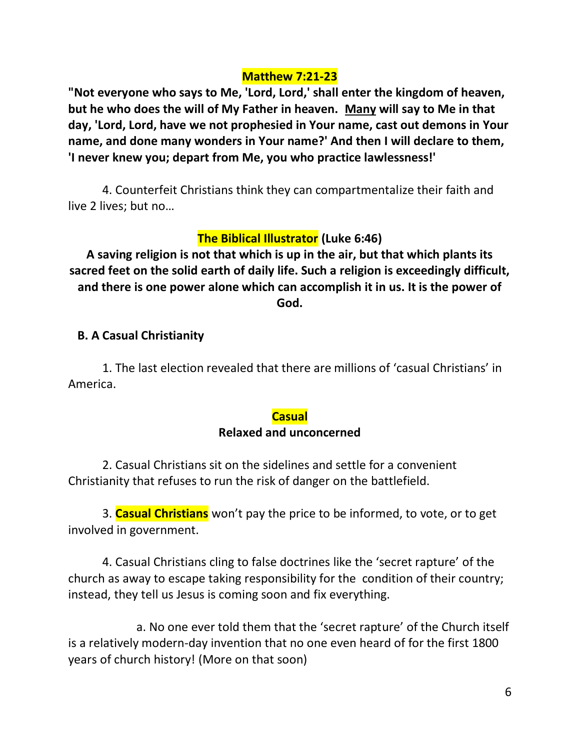**Matthew 7:21-23**

**"Not everyone who says to Me, 'Lord, Lord,' shall enter the kingdom of heaven, but he who does the will of My Father in heaven. <u>Many</u> will say to Me in that day, 'Lord, Lord, have we not prophesied in Your name, cast out demons in Your name, and done many wonders in Your name?' And then I will declare to them, 'I never knew you; depart from Me, you who practice lawlessness!'**

4. Counterfeit Christians think they can compartmentalize their faith and live 2 lives; but no…

**The Biblical Illustrator (Luke 6:46)**

**A saving religion is not that which is up in the air, but that which plants its sacred feet on the solid earth of daily life. Such a religion is exceedingly difficult, and there is one power alone which can accomplish it in us. It is the power of God.**

**B. A Casual Christianity**

1. The last election revealed that there are millions of 'casual Christians' in America.

**Casual**

**Relaxed and unconcerned**

2. Casual Christians sit on the sidelines and settle for a convenient Christianity that refuses to run the risk of danger on the battlefield.

3. **Casual Christians** won't pay the price to be informed, to vote, or to get involved in government.

4. Casual Christians cling to false doctrines like the 'secret rapture' of the church as away to escape taking responsibility for the condition of their country; instead, they tell us Jesus is coming soon and fix everything.

a. No one ever told them that the 'secret rapture' of the Church itself is a relatively modern-day invention that no one even heard of for the first 1800 years of church history! (More on that soon)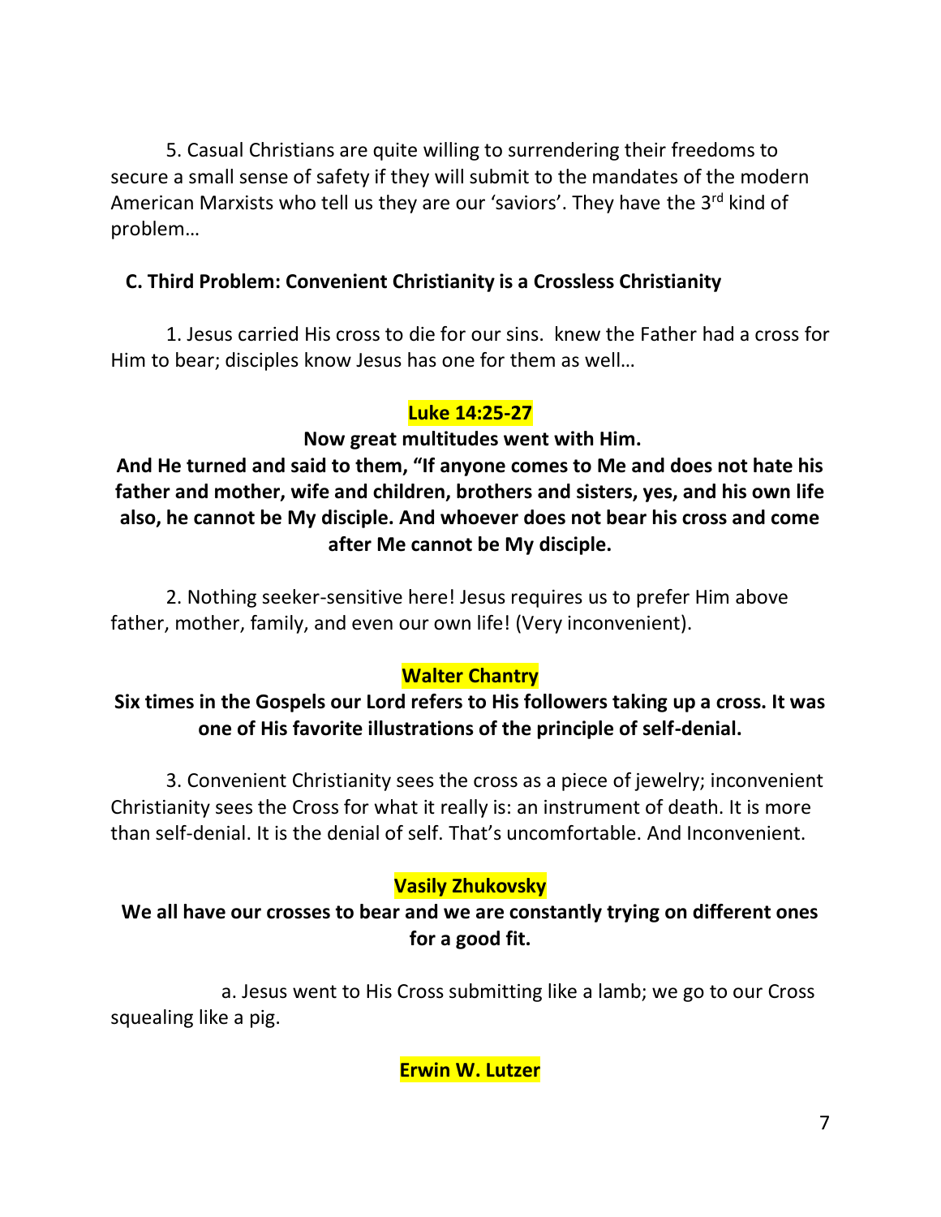5. Casual Christians are quite willing to surrendering their freedoms to secure a small sense of safety if they will submit to the mandates of the modern American Marxists who tell us they are our 'saviors'. They have the 3rd kind of problem…

**C. Third Problem: Convenient Christianity is a Crossless Christianity**

1. Jesus carried His cross to die for our sins. knew the Father had a cross for Him to bear; disciples know Jesus has one for them as well…

**Luke 14:25-27**

**Now great multitudes went with Him.**
**And He turned and said to them, "If anyone comes to Me and does not hate his father and mother, wife and children, brothers and sisters, yes, and his own life also, he cannot be My disciple. And whoever does not bear his cross and come after Me cannot be My disciple.**

2. Nothing seeker-sensitive here! Jesus requires us to prefer Him above father, mother, family, and even our own life! (Very inconvenient).

**Walter Chantry**

**Six times in the Gospels our Lord refers to His followers taking up a cross. It was one of His favorite illustrations of the principle of self-denial.**

3. Convenient Christianity sees the cross as a piece of jewelry; inconvenient Christianity sees the Cross for what it really is: an instrument of death. It is more than self-denial. It is the denial of self. That's uncomfortable. And Inconvenient.

**Vasily Zhukovsky**

**We all have our crosses to bear and we are constantly trying on different ones for a good fit.**

a. Jesus went to His Cross submitting like a lamb; we go to our Cross squealing like a pig.

**Erwin W. Lutzer**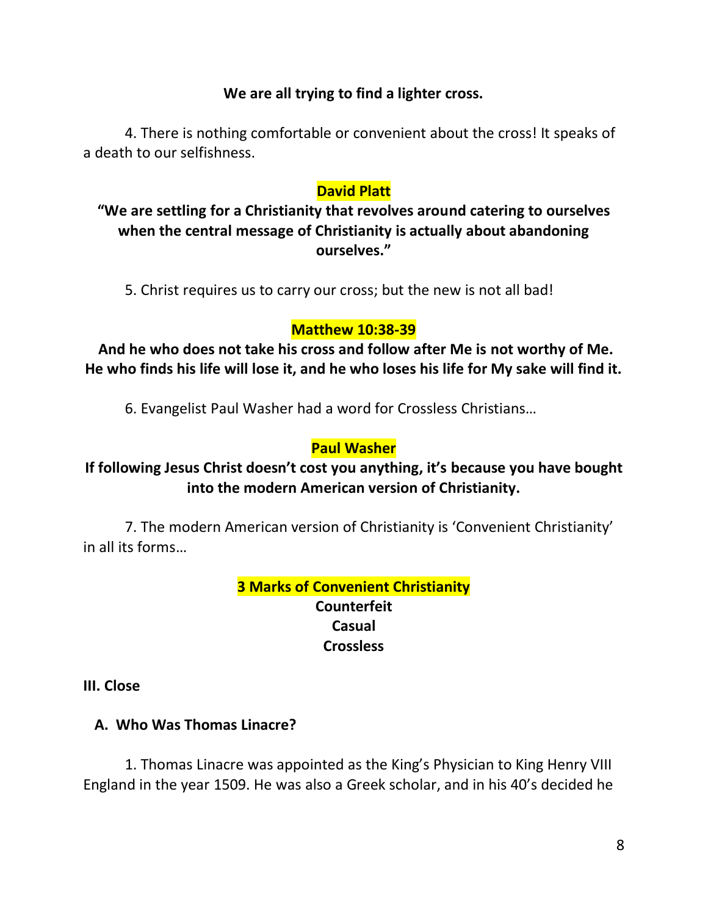**We are all trying to find a lighter cross.**

4. There is nothing comfortable or convenient about the cross! It speaks of a death to our selfishness.

**David Platt**

**"We are settling for a Christianity that revolves around catering to ourselves when the central message of Christianity is actually about abandoning ourselves."**

5. Christ requires us to carry our cross; but the new is not all bad!

**Matthew 10:38-39**

**And he who does not take his cross and follow after Me is not worthy of Me. He who finds his life will lose it, and he who loses his life for My sake will find it.**

6. Evangelist Paul Washer had a word for Crossless Christians…

**Paul Washer**

**If following Jesus Christ doesn't cost you anything, it's because you have bought into the modern American version of Christianity.**

7. The modern American version of Christianity is 'Convenient Christianity' in all its forms…

**3 Marks of Convenient Christianity**

**Counterfeit**
**Casual**
**Crossless**

**III. Close**

**A. Who Was Thomas Linacre?**

1. Thomas Linacre was appointed as the King's Physician to King Henry VIII England in the year 1509. He was also a Greek scholar, and in his 40's decided he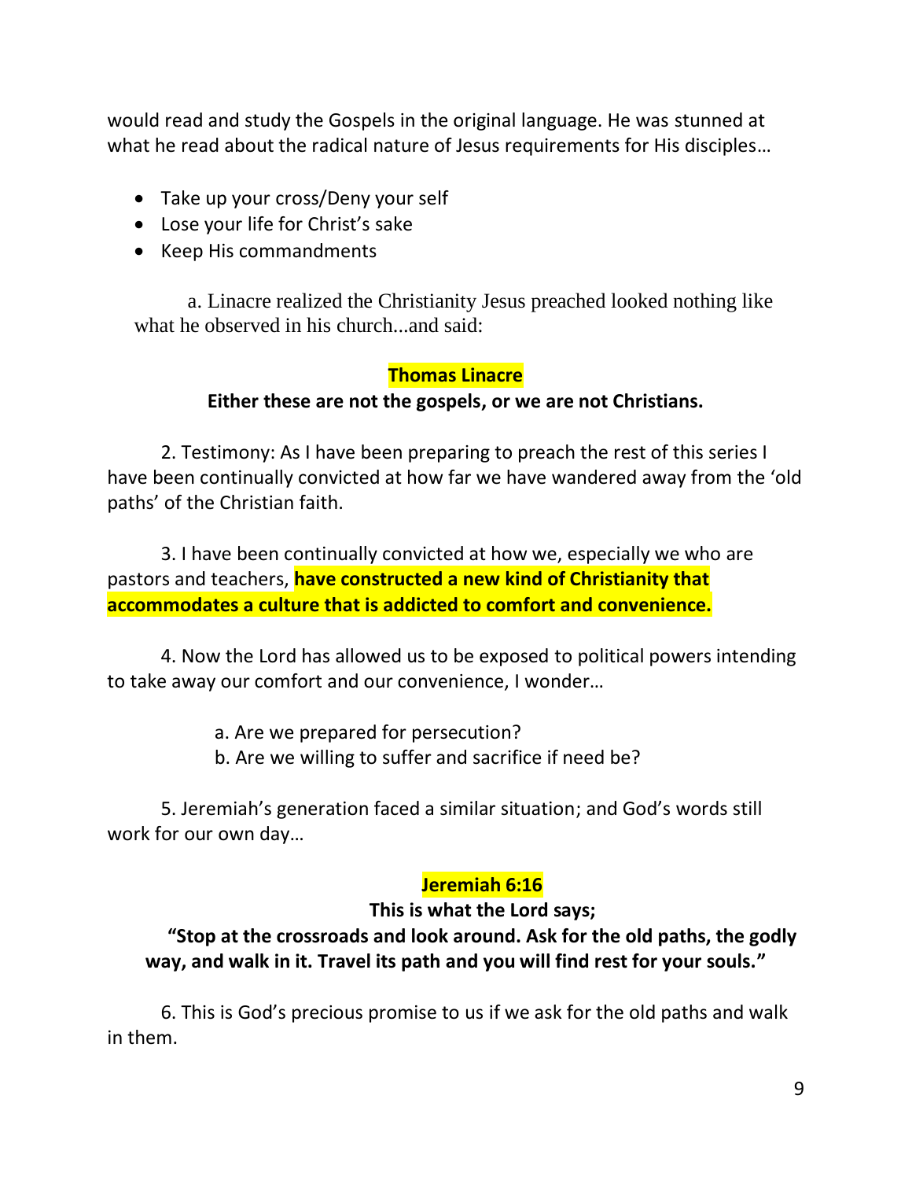would read and study the Gospels in the original language. He was stunned at what he read about the radical nature of Jesus requirements for His disciples…

- Take up your cross/Deny your self
- Lose your life for Christ's sake
- Keep His commandments

a. Linacre realized the Christianity Jesus preached looked nothing like what he observed in his church...and said:

**Thomas Linacre**

**Either these are not the gospels, or we are not Christians.**

2. Testimony: As I have been preparing to preach the rest of this series I have been continually convicted at how far we have wandered away from the 'old paths' of the Christian faith.

3. I have been continually convicted at how we, especially we who are pastors and teachers, **have constructed a new kind of Christianity that accommodates a culture that is addicted to comfort and convenience.**

4. Now the Lord has allowed us to be exposed to political powers intending to take away our comfort and our convenience, I wonder…

a. Are we prepared for persecution?
b. Are we willing to suffer and sacrifice if need be?

5. Jeremiah's generation faced a similar situation; and God's words still work for our own day…

**Jeremiah 6:16**

**This is what the Lord says;**

**"Stop at the crossroads and look around. Ask for the old paths, the godly way, and walk in it. Travel its path and you will find rest for your souls."**

6. This is God's precious promise to us if we ask for the old paths and walk in them.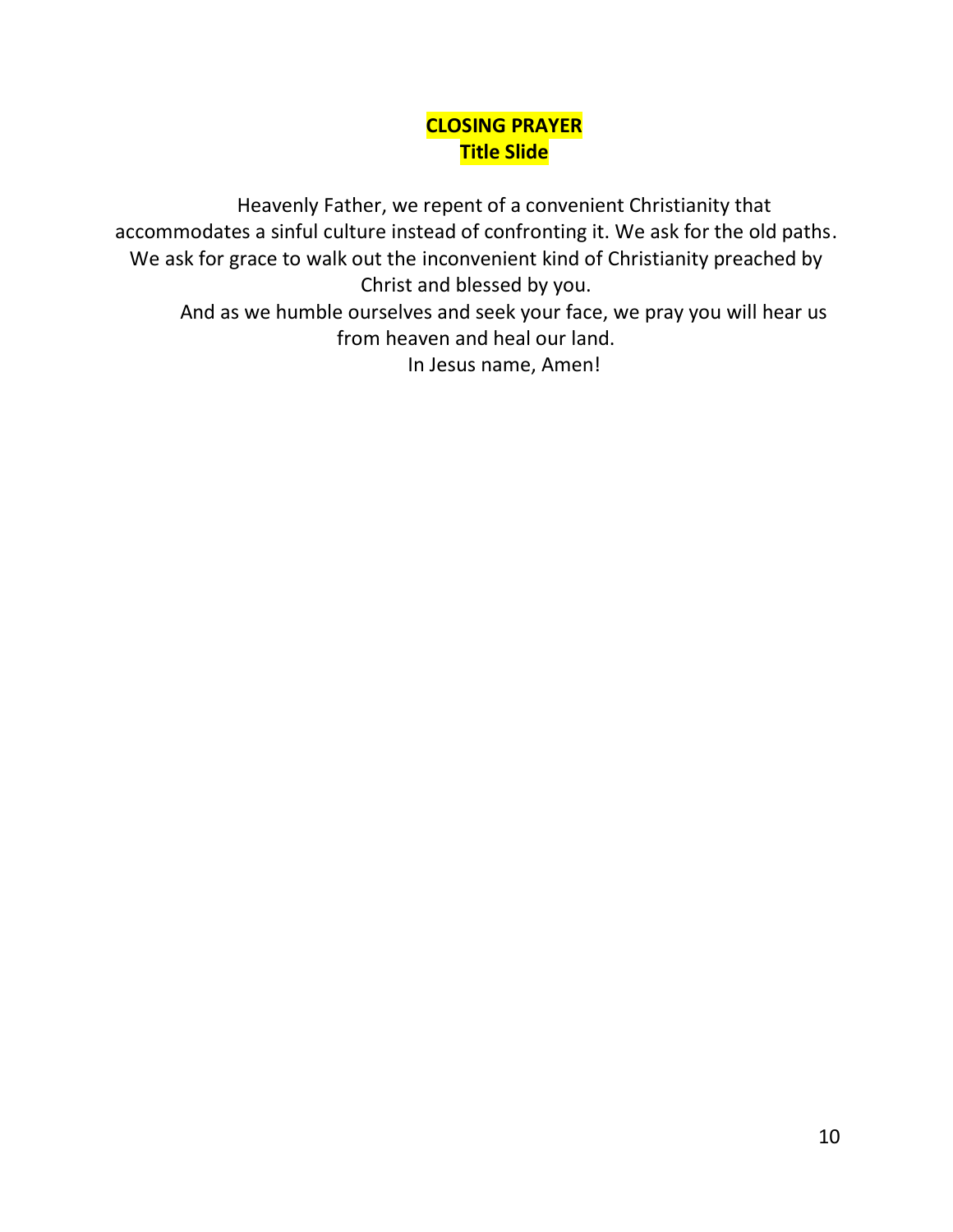**CLOSING PRAYER**
**Title Slide**

Heavenly Father, we repent of a convenient Christianity that accommodates a sinful culture instead of confronting it. We ask for the old paths. We ask for grace to walk out the inconvenient kind of Christianity preached by Christ and blessed by you.

And as we humble ourselves and seek your face, we pray you will hear us from heaven and heal our land.

In Jesus name, Amen!